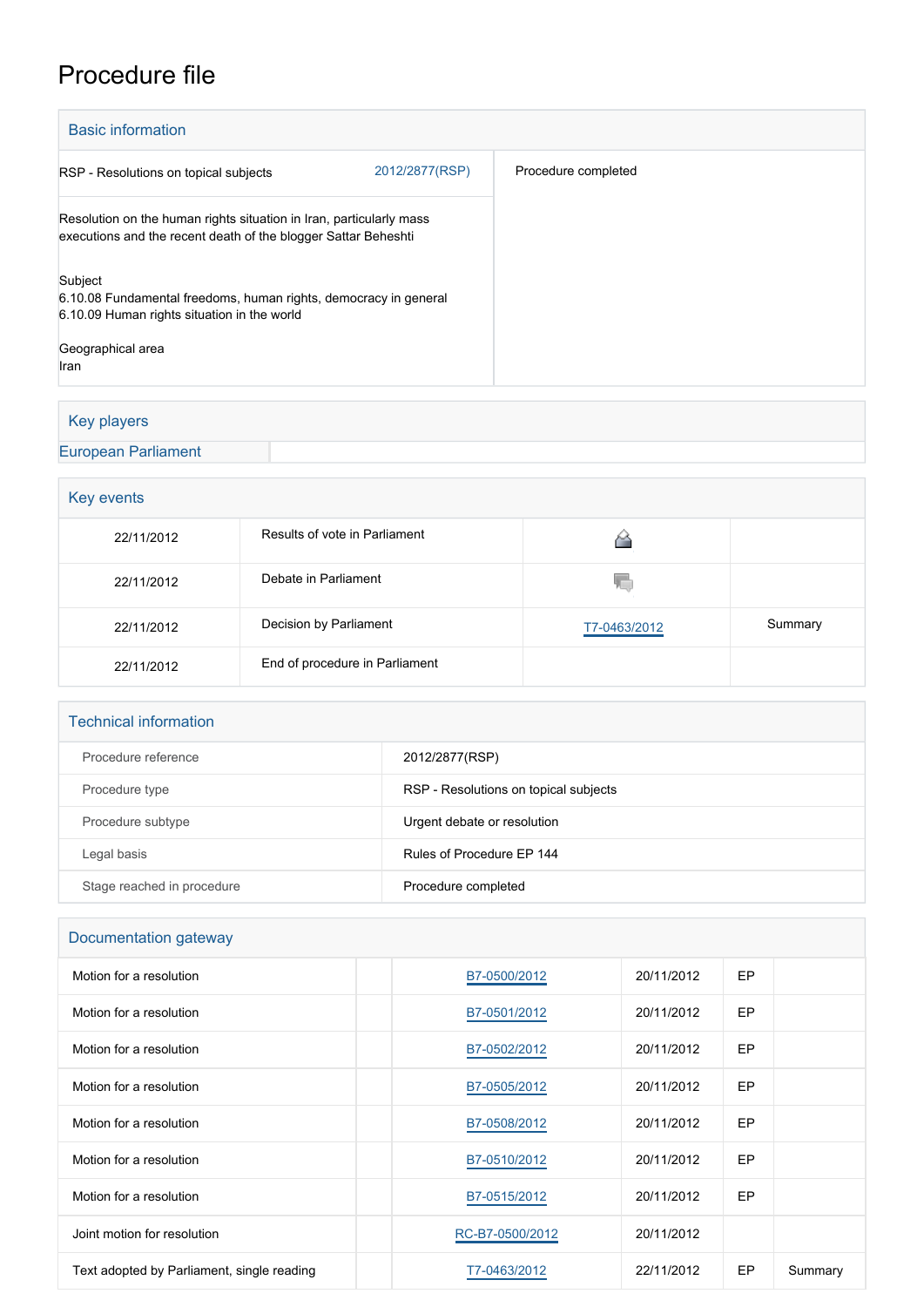# Procedure file

## Basic information

| | |
|---|---|
| RSP - Resolutions on topical subjects 2012/2877(RSP) | Procedure completed |
| Resolution on the human rights situation in Iran, particularly mass executions and the recent death of the blogger Sattar Beheshti | |
| Subject<br>6.10.08 Fundamental freedoms, human rights, democracy in general<br>6.10.09 Human rights situation in the world | |
| Geographical area<br>Iran | |

## Key players

European Parliament

## Key events

| | | | |
|---|---|---|---|
| 22/11/2012 | Results of vote in Parliament | | |
| 22/11/2012 | Debate in Parliament | | |
| 22/11/2012 | Decision by Parliament | T7-0463/2012 | Summary |
| 22/11/2012 | End of procedure in Parliament | | |

## Technical information

| | |
|---|---|
| Procedure reference | 2012/2877(RSP) |
| Procedure type | RSP - Resolutions on topical subjects |
| Procedure subtype | Urgent debate or resolution |
| Legal basis | Rules of Procedure EP 144 |
| Stage reached in procedure | Procedure completed |

## Documentation gateway

| | | | | | |
|---|---|---|---|---|---|
| Motion for a resolution | | B7-0500/2012 | 20/11/2012 | EP | |
| Motion for a resolution | | B7-0501/2012 | 20/11/2012 | EP | |
| Motion for a resolution | | B7-0502/2012 | 20/11/2012 | EP | |
| Motion for a resolution | | B7-0505/2012 | 20/11/2012 | EP | |
| Motion for a resolution | | B7-0508/2012 | 20/11/2012 | EP | |
| Motion for a resolution | | B7-0510/2012 | 20/11/2012 | EP | |
| Motion for a resolution | | B7-0515/2012 | 20/11/2012 | EP | |
| Joint motion for resolution | | RC-B7-0500/2012 | 20/11/2012 | | |
| Text adopted by Parliament, single reading | | T7-0463/2012 | 22/11/2012 | EP | Summary |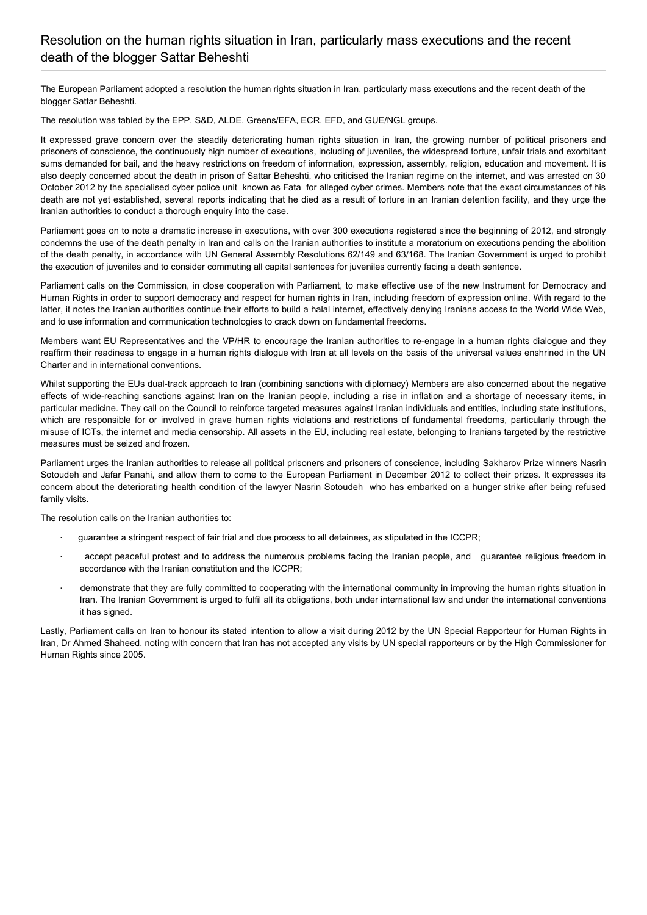# Resolution on the human rights situation in Iran, particularly mass executions and the recent death of the blogger Sattar Beheshti

The European Parliament adopted a resolution the human rights situation in Iran, particularly mass executions and the recent death of the blogger Sattar Beheshti.

The resolution was tabled by the EPP, S&D, ALDE, Greens/EFA, ECR, EFD, and GUE/NGL groups.

It expressed grave concern over the steadily deteriorating human rights situation in Iran, the growing number of political prisoners and prisoners of conscience, the continuously high number of executions, including of juveniles, the widespread torture, unfair trials and exorbitant sums demanded for bail, and the heavy restrictions on freedom of information, expression, assembly, religion, education and movement. It is also deeply concerned about the death in prison of Sattar Beheshti, who criticised the Iranian regime on the internet, and was arrested on 30 October 2012 by the specialised cyber police unit known as Fata for alleged cyber crimes. Members note that the exact circumstances of his death are not yet established, several reports indicating that he died as a result of torture in an Iranian detention facility, and they urge the Iranian authorities to conduct a thorough enquiry into the case.

Parliament goes on to note a dramatic increase in executions, with over 300 executions registered since the beginning of 2012, and strongly condemns the use of the death penalty in Iran and calls on the Iranian authorities to institute a moratorium on executions pending the abolition of the death penalty, in accordance with UN General Assembly Resolutions 62/149 and 63/168. The Iranian Government is urged to prohibit the execution of juveniles and to consider commuting all capital sentences for juveniles currently facing a death sentence.

Parliament calls on the Commission, in close cooperation with Parliament, to make effective use of the new Instrument for Democracy and Human Rights in order to support democracy and respect for human rights in Iran, including freedom of expression online. With regard to the latter, it notes the Iranian authorities continue their efforts to build a halal internet, effectively denying Iranians access to the World Wide Web, and to use information and communication technologies to crack down on fundamental freedoms.

Members want EU Representatives and the VP/HR to encourage the Iranian authorities to re-engage in a human rights dialogue and they reaffirm their readiness to engage in a human rights dialogue with Iran at all levels on the basis of the universal values enshrined in the UN Charter and in international conventions.

Whilst supporting the EUs dual-track approach to Iran (combining sanctions with diplomacy) Members are also concerned about the negative effects of wide-reaching sanctions against Iran on the Iranian people, including a rise in inflation and a shortage of necessary items, in particular medicine. They call on the Council to reinforce targeted measures against Iranian individuals and entities, including state institutions, which are responsible for or involved in grave human rights violations and restrictions of fundamental freedoms, particularly through the misuse of ICTs, the internet and media censorship. All assets in the EU, including real estate, belonging to Iranians targeted by the restrictive measures must be seized and frozen.

Parliament urges the Iranian authorities to release all political prisoners and prisoners of conscience, including Sakharov Prize winners Nasrin Sotoudeh and Jafar Panahi, and allow them to come to the European Parliament in December 2012 to collect their prizes. It expresses its concern about the deteriorating health condition of the lawyer Nasrin Sotoudeh who has embarked on a hunger strike after being refused family visits.

The resolution calls on the Iranian authorities to:

- guarantee a stringent respect of fair trial and due process to all detainees, as stipulated in the ICCPR;
- accept peaceful protest and to address the numerous problems facing the Iranian people, and guarantee religious freedom in accordance with the Iranian constitution and the ICCPR;
- demonstrate that they are fully committed to cooperating with the international community in improving the human rights situation in Iran. The Iranian Government is urged to fulfil all its obligations, both under international law and under the international conventions it has signed.

Lastly, Parliament calls on Iran to honour its stated intention to allow a visit during 2012 by the UN Special Rapporteur for Human Rights in Iran, Dr Ahmed Shaheed, noting with concern that Iran has not accepted any visits by UN special rapporteurs or by the High Commissioner for Human Rights since 2005.